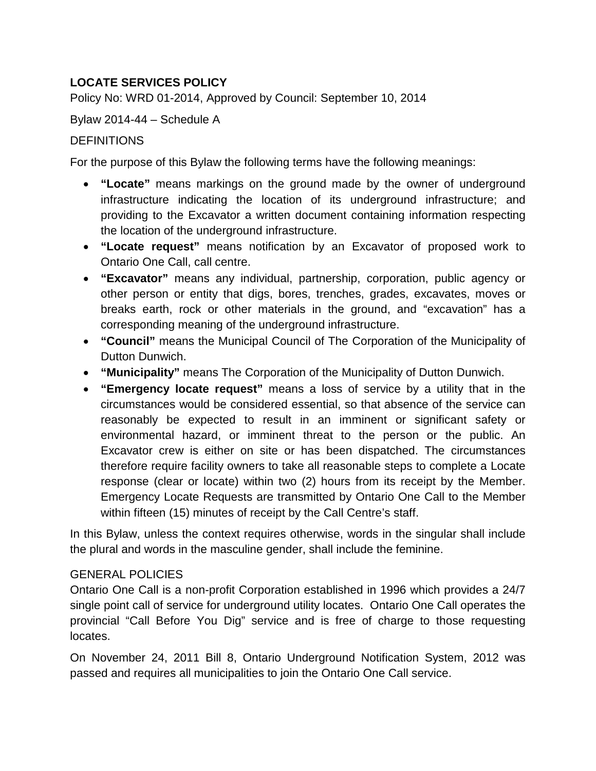# LOCATE SERVICES POLICY

Policy No: WRD 01-2014, Approved by Council: September 10, 2014

Bylaw 2014-44 – Schedule A

## DEFINITIONS

For the purpose of this Bylaw the following terms have the following meanings:

- **"Locate"** means markings on the ground made by the owner of underground infrastructure indicating the location of its underground infrastructure; and providing to the Excavator a written document containing information respecting the location of the underground infrastructure.
- **"Locate request"** means notification by an Excavator of proposed work to Ontario One Call, call centre.
- **"Excavator"** means any individual, partnership, corporation, public agency or other person or entity that digs, bores, trenches, grades, excavates, moves or breaks earth, rock or other materials in the ground, and "excavation" has a corresponding meaning of the underground infrastructure.
- **"Council"** means the Municipal Council of The Corporation of the Municipality of Dutton Dunwich.
- **"Municipality"** means The Corporation of the Municipality of Dutton Dunwich.
- **"Emergency locate request"** means a loss of service by a utility that in the circumstances would be considered essential, so that absence of the service can reasonably be expected to result in an imminent or significant safety or environmental hazard, or imminent threat to the person or the public. An Excavator crew is either on site or has been dispatched. The circumstances therefore require facility owners to take all reasonable steps to complete a Locate response (clear or locate) within two (2) hours from its receipt by the Member. Emergency Locate Requests are transmitted by Ontario One Call to the Member within fifteen (15) minutes of receipt by the Call Centre's staff.

In this Bylaw, unless the context requires otherwise, words in the singular shall include the plural and words in the masculine gender, shall include the feminine.

## GENERAL POLICIES

Ontario One Call is a non-profit Corporation established in 1996 which provides a 24/7 single point call of service for underground utility locates. Ontario One Call operates the provincial "Call Before You Dig" service and is free of charge to those requesting locates.

On November 24, 2011 Bill 8, Ontario Underground Notification System, 2012 was passed and requires all municipalities to join the Ontario One Call service.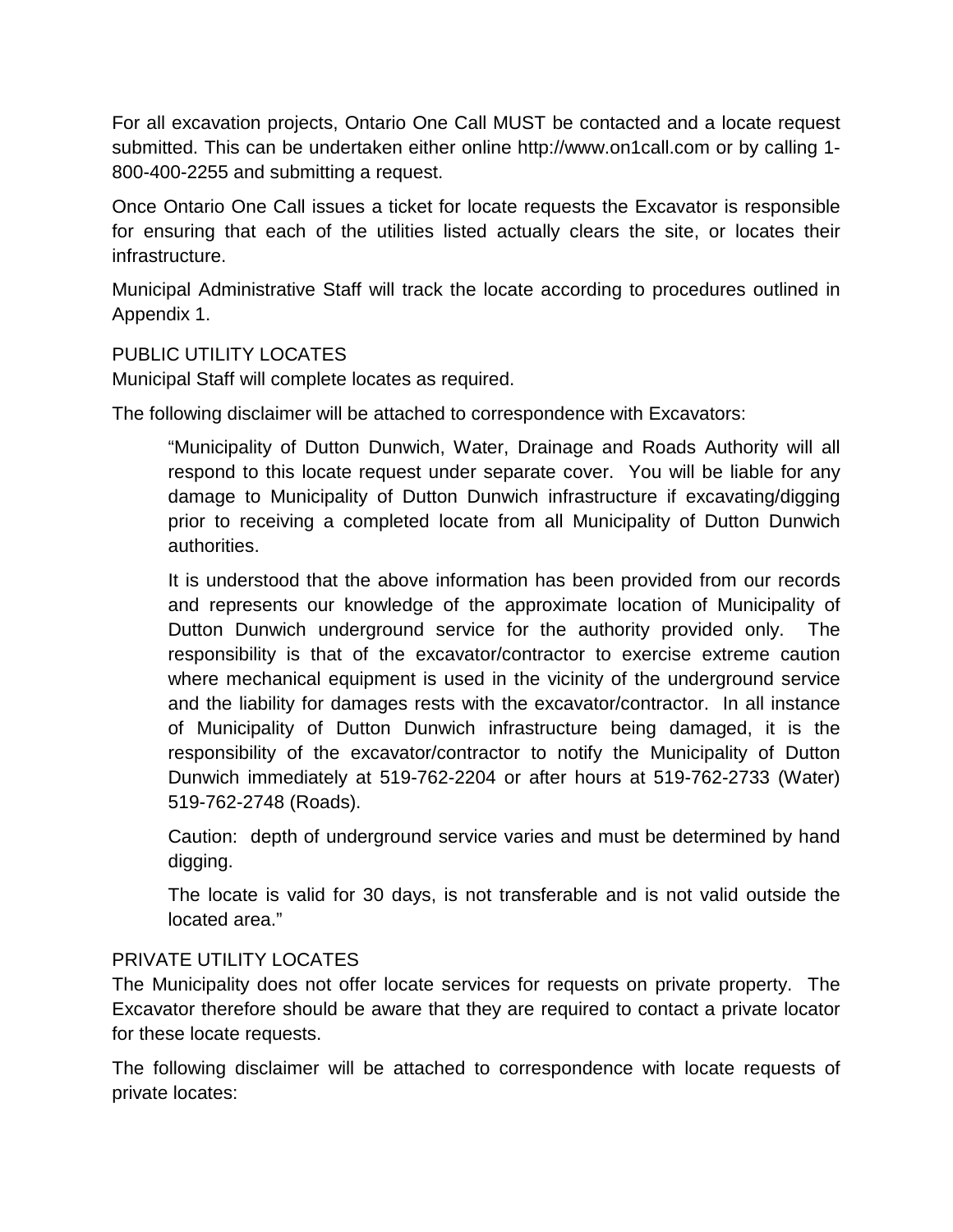For all excavation projects, Ontario One Call MUST be contacted and a locate request submitted. This can be undertaken either online http://www.on1call.com or by calling 1-800-400-2255 and submitting a request.

Once Ontario One Call issues a ticket for locate requests the Excavator is responsible for ensuring that each of the utilities listed actually clears the site, or locates their infrastructure.

Municipal Administrative Staff will track the locate according to procedures outlined in Appendix 1.

PUBLIC UTILITY LOCATES
Municipal Staff will complete locates as required.

The following disclaimer will be attached to correspondence with Excavators:

> "Municipality of Dutton Dunwich, Water, Drainage and Roads Authority will all respond to this locate request under separate cover. You will be liable for any damage to Municipality of Dutton Dunwich infrastructure if excavating/digging prior to receiving a completed locate from all Municipality of Dutton Dunwich authorities.
>
> It is understood that the above information has been provided from our records and represents our knowledge of the approximate location of Municipality of Dutton Dunwich underground service for the authority provided only. The responsibility is that of the excavator/contractor to exercise extreme caution where mechanical equipment is used in the vicinity of the underground service and the liability for damages rests with the excavator/contractor. In all instance of Municipality of Dutton Dunwich infrastructure being damaged, it is the responsibility of the excavator/contractor to notify the Municipality of Dutton Dunwich immediately at 519-762-2204 or after hours at 519-762-2733 (Water) 519-762-2748 (Roads).
>
> Caution: depth of underground service varies and must be determined by hand digging.
>
> The locate is valid for 30 days, is not transferable and is not valid outside the located area."

PRIVATE UTILITY LOCATES
The Municipality does not offer locate services for requests on private property. The Excavator therefore should be aware that they are required to contact a private locator for these locate requests.

The following disclaimer will be attached to correspondence with locate requests of private locates: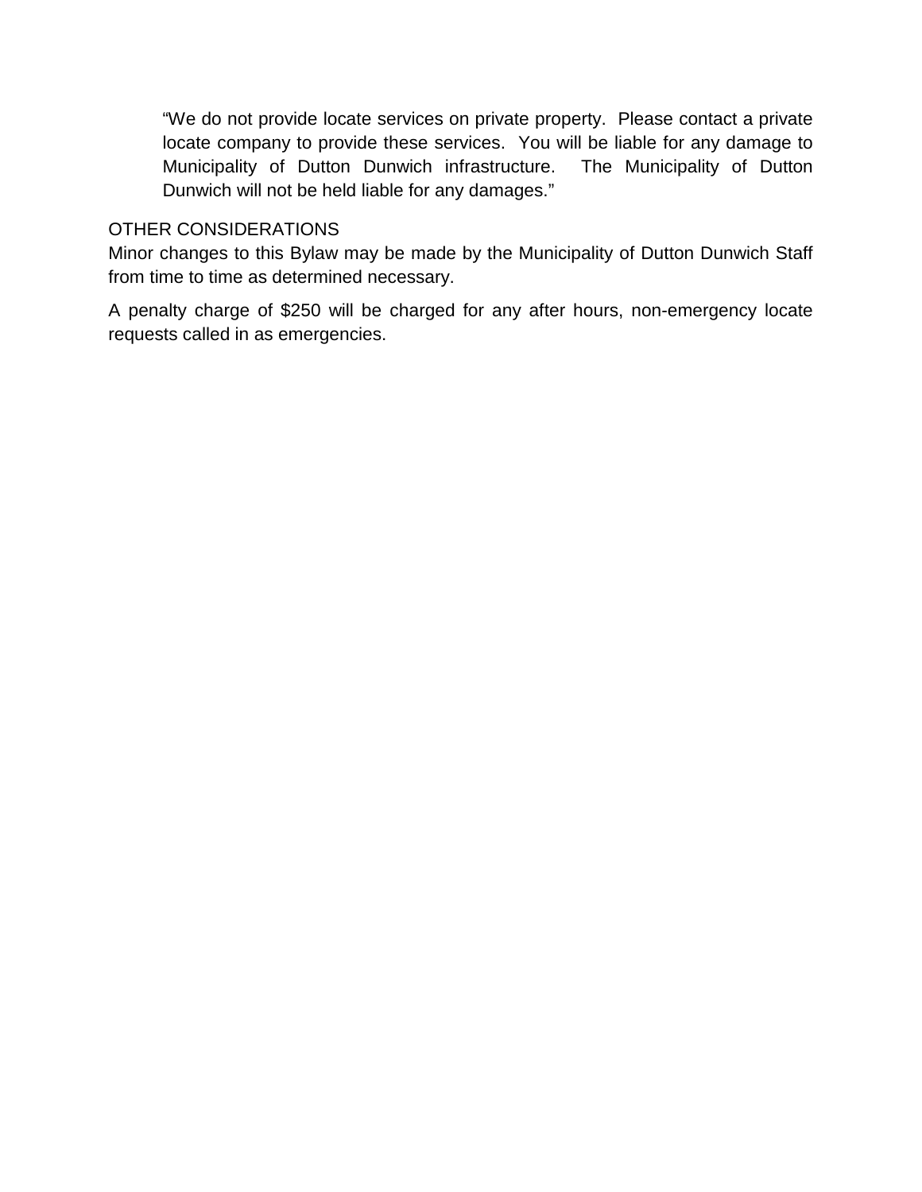> "We do not provide locate services on private property. Please contact a private locate company to provide these services. You will be liable for any damage to Municipality of Dutton Dunwich infrastructure. The Municipality of Dutton Dunwich will not be held liable for any damages."

OTHER CONSIDERATIONS

Minor changes to this Bylaw may be made by the Municipality of Dutton Dunwich Staff from time to time as determined necessary.

A penalty charge of $250 will be charged for any after hours, non-emergency locate requests called in as emergencies.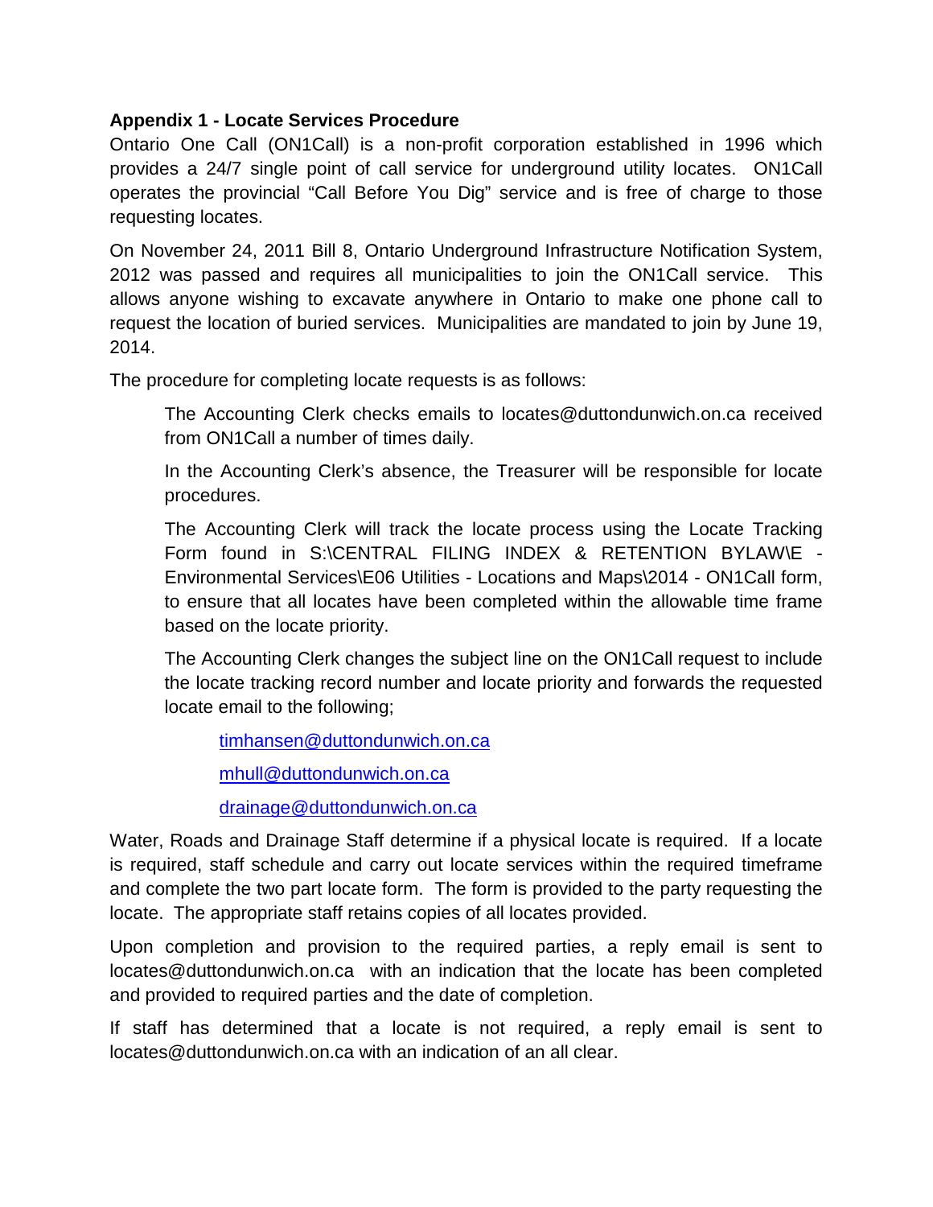**Appendix 1 - Locate Services Procedure**

Ontario One Call (ON1Call) is a non-profit corporation established in 1996 which provides a 24/7 single point of call service for underground utility locates. ON1Call operates the provincial "Call Before You Dig" service and is free of charge to those requesting locates.

On November 24, 2011 Bill 8, Ontario Underground Infrastructure Notification System, 2012 was passed and requires all municipalities to join the ON1Call service. This allows anyone wishing to excavate anywhere in Ontario to make one phone call to request the location of buried services. Municipalities are mandated to join by June 19, 2014.

The procedure for completing locate requests is as follows:

> The Accounting Clerk checks emails to locates@duttondunwich.on.ca received from ON1Call a number of times daily.
>
> In the Accounting Clerk's absence, the Treasurer will be responsible for locate procedures.
>
> The Accounting Clerk will track the locate process using the Locate Tracking Form found in S:\CENTRAL FILING INDEX & RETENTION BYLAW\E - Environmental Services\E06 Utilities - Locations and Maps\2014 - ON1Call form, to ensure that all locates have been completed within the allowable time frame based on the locate priority.
>
> The Accounting Clerk changes the subject line on the ON1Call request to include the locate tracking record number and locate priority and forwards the requested locate email to the following;
>
> > timhansen@duttondunwich.on.ca
> >
> > mhull@duttondunwich.on.ca
> >
> > drainage@duttondunwich.on.ca

Water, Roads and Drainage Staff determine if a physical locate is required. If a locate is required, staff schedule and carry out locate services within the required timeframe and complete the two part locate form. The form is provided to the party requesting the locate. The appropriate staff retains copies of all locates provided.

Upon completion and provision to the required parties, a reply email is sent to locates@duttondunwich.on.ca with an indication that the locate has been completed and provided to required parties and the date of completion.

If staff has determined that a locate is not required, a reply email is sent to locates@duttondunwich.on.ca with an indication of an all clear.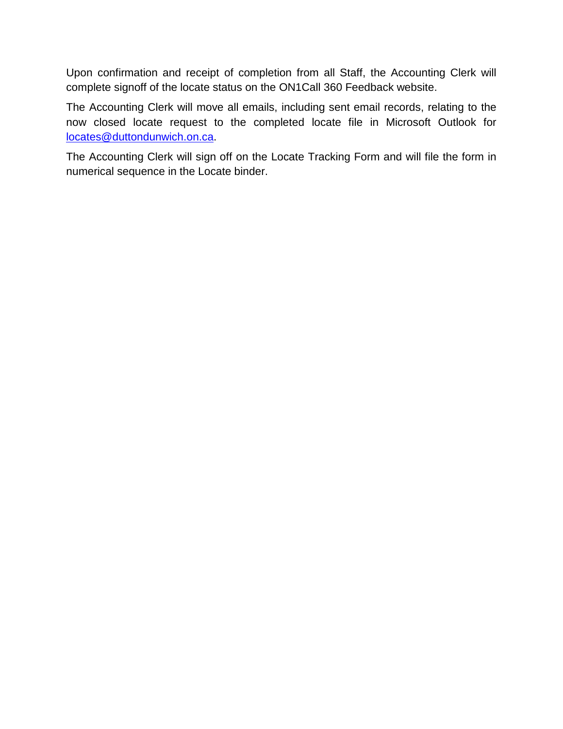Upon confirmation and receipt of completion from all Staff, the Accounting Clerk will complete signoff of the locate status on the ON1Call 360 Feedback website.

The Accounting Clerk will move all emails, including sent email records, relating to the now closed locate request to the completed locate file in Microsoft Outlook for locates@duttondunwich.on.ca.

The Accounting Clerk will sign off on the Locate Tracking Form and will file the form in numerical sequence in the Locate binder.